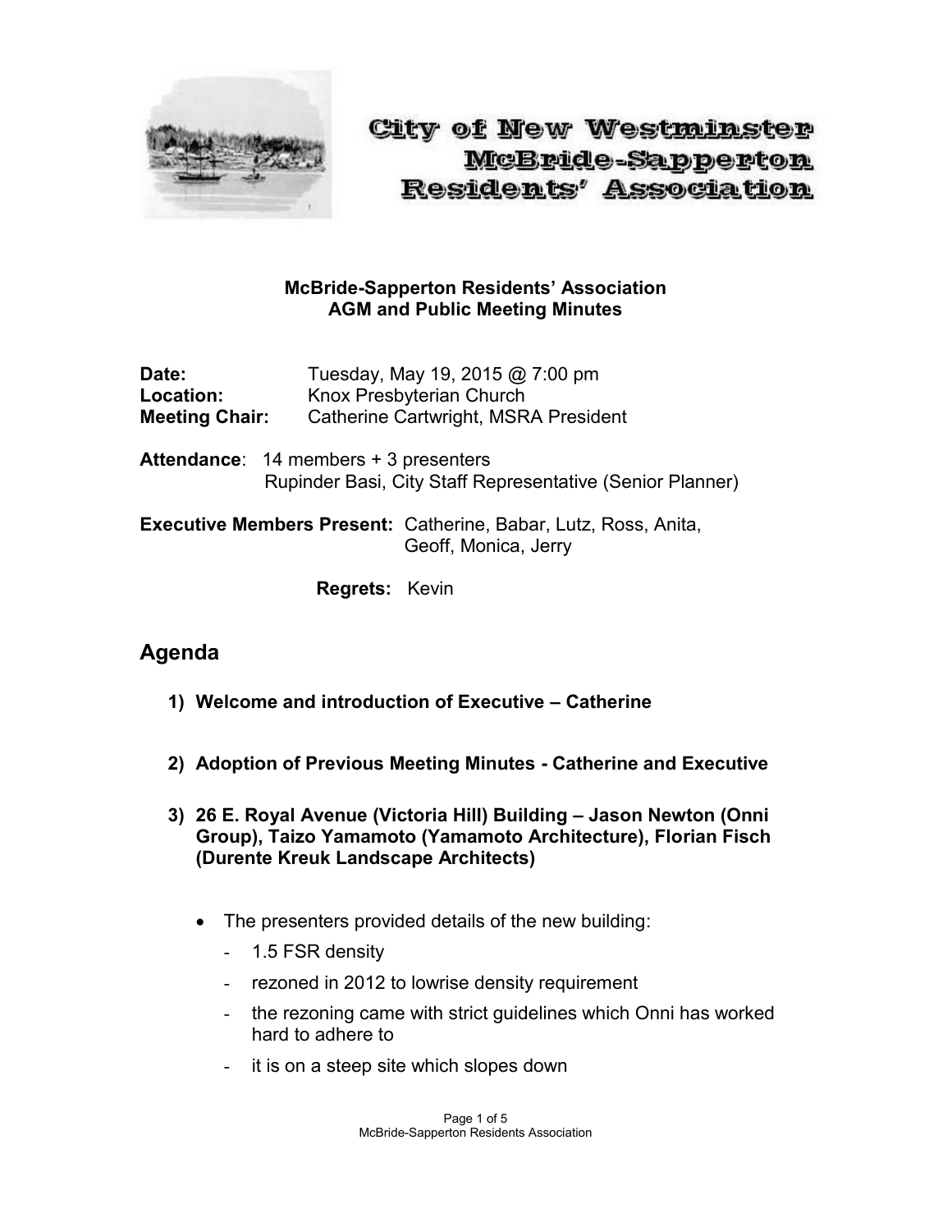# City of New Westminster
# McBride-Sapperton Residents' Association

**McBride-Sapperton Residents' Association**
**AGM and Public Meeting Minutes**

**Date:** Tuesday, May 19, 2015 @ 7:00 pm
**Location:** Knox Presbyterian Church
**Meeting Chair:** Catherine Cartwright, MSRA President

**Attendance**: 14 members + 3 presenters
Rupinder Basi, City Staff Representative (Senior Planner)

**Executive Members Present:** Catherine, Babar, Lutz, Ross, Anita, Geoff, Monica, Jerry

**Regrets:** Kevin

## Agenda

1) **Welcome and introduction of Executive – Catherine**

2) **Adoption of Previous Meeting Minutes - Catherine and Executive**

3) **26 E. Royal Avenue (Victoria Hill) Building – Jason Newton (Onni Group), Taizo Yamamoto (Yamamoto Architecture), Florian Fisch (Durente Kreuk Landscape Architects)**

   - The presenters provided details of the new building:
     - 1.5 FSR density
     - rezoned in 2012 to lowrise density requirement
     - the rezoning came with strict guidelines which Onni has worked hard to adhere to
     - it is on a steep site which slopes down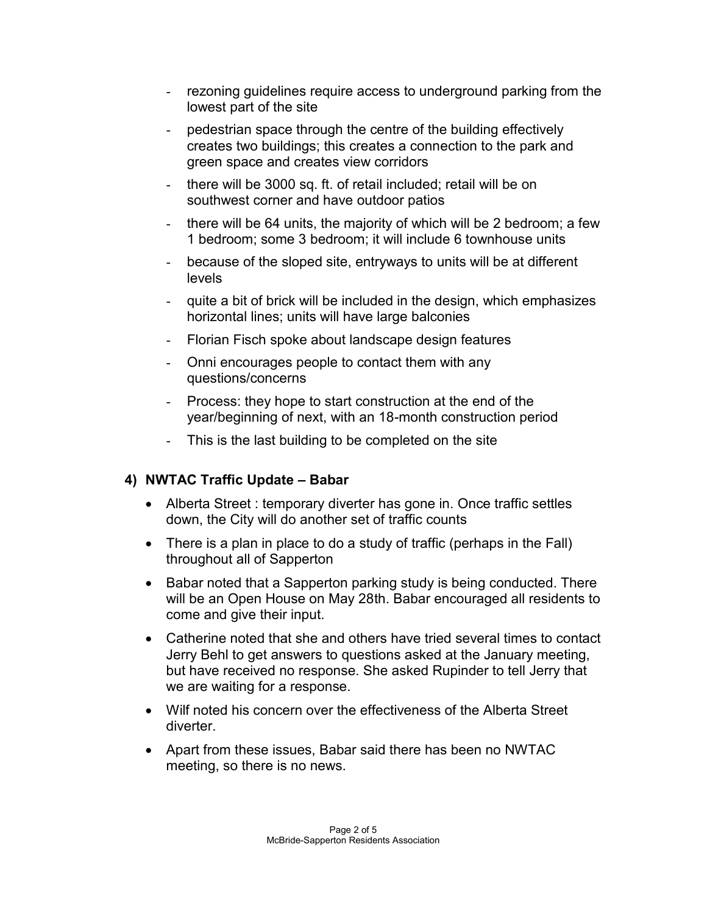- rezoning guidelines require access to underground parking from the lowest part of the site
- pedestrian space through the centre of the building effectively creates two buildings; this creates a connection to the park and green space and creates view corridors
- there will be 3000 sq. ft. of retail included; retail will be on southwest corner and have outdoor patios
- there will be 64 units, the majority of which will be 2 bedroom; a few 1 bedroom; some 3 bedroom; it will include 6 townhouse units
- because of the sloped site, entryways to units will be at different levels
- quite a bit of brick will be included in the design, which emphasizes horizontal lines; units will have large balconies
- Florian Fisch spoke about landscape design features
- Onni encourages people to contact them with any questions/concerns
- Process: they hope to start construction at the end of the year/beginning of next, with an 18-month construction period
- This is the last building to be completed on the site

### 4) NWTAC Traffic Update – Babar

- Alberta Street : temporary diverter has gone in. Once traffic settles down, the City will do another set of traffic counts
- There is a plan in place to do a study of traffic (perhaps in the Fall) throughout all of Sapperton
- Babar noted that a Sapperton parking study is being conducted. There will be an Open House on May 28th. Babar encouraged all residents to come and give their input.
- Catherine noted that she and others have tried several times to contact Jerry Behl to get answers to questions asked at the January meeting, but have received no response. She asked Rupinder to tell Jerry that we are waiting for a response.
- Wilf noted his concern over the effectiveness of the Alberta Street diverter.
- Apart from these issues, Babar said there has been no NWTAC meeting, so there is no news.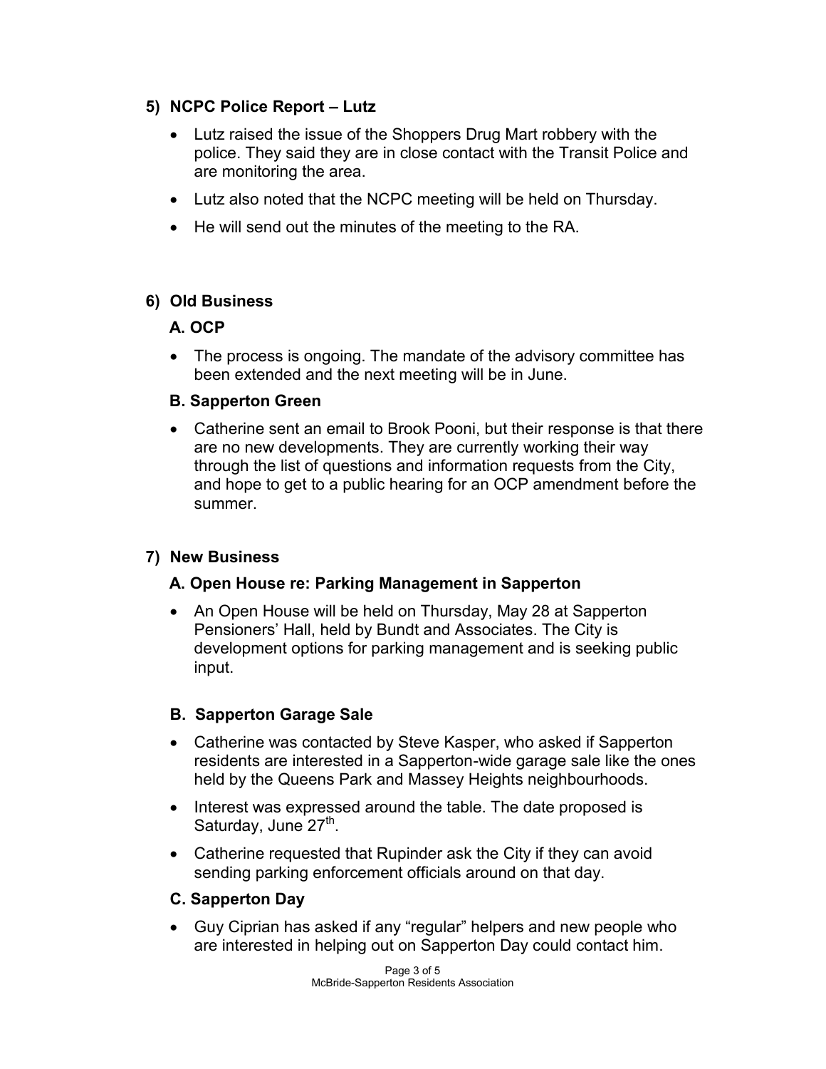## 5) NCPC Police Report – Lutz

- Lutz raised the issue of the Shoppers Drug Mart robbery with the police. They said they are in close contact with the Transit Police and are monitoring the area.
- Lutz also noted that the NCPC meeting will be held on Thursday.
- He will send out the minutes of the meeting to the RA.

## 6) Old Business

### A. OCP

- The process is ongoing. The mandate of the advisory committee has been extended and the next meeting will be in June.

### B. Sapperton Green

- Catherine sent an email to Brook Pooni, but their response is that there are no new developments. They are currently working their way through the list of questions and information requests from the City, and hope to get to a public hearing for an OCP amendment before the summer.

## 7) New Business

### A. Open House re: Parking Management in Sapperton

- An Open House will be held on Thursday, May 28 at Sapperton Pensioners' Hall, held by Bundt and Associates. The City is development options for parking management and is seeking public input.

### B. Sapperton Garage Sale

- Catherine was contacted by Steve Kasper, who asked if Sapperton residents are interested in a Sapperton-wide garage sale like the ones held by the Queens Park and Massey Heights neighbourhoods.
- Interest was expressed around the table. The date proposed is Saturday, June 27th.
- Catherine requested that Rupinder ask the City if they can avoid sending parking enforcement officials around on that day.

### C. Sapperton Day

- Guy Ciprian has asked if any "regular" helpers and new people who are interested in helping out on Sapperton Day could contact him.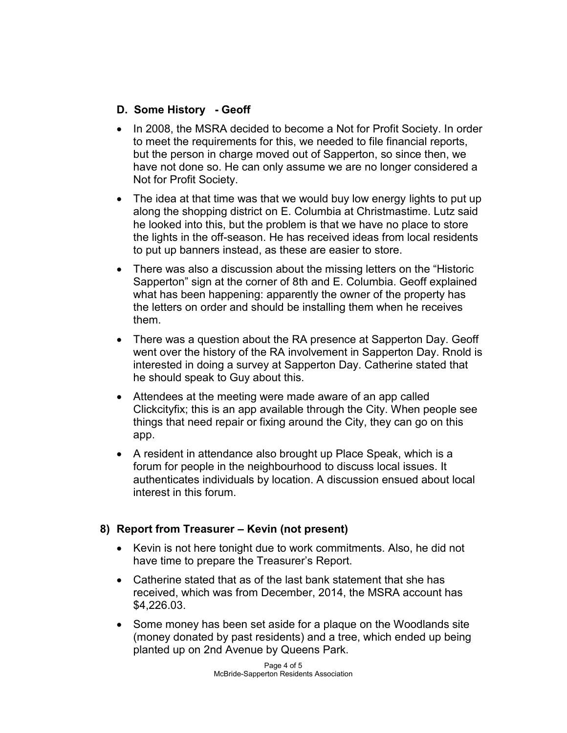### D. Some History - Geoff

- In 2008, the MSRA decided to become a Not for Profit Society. In order to meet the requirements for this, we needed to file financial reports, but the person in charge moved out of Sapperton, so since then, we have not done so. He can only assume we are no longer considered a Not for Profit Society.
- The idea at that time was that we would buy low energy lights to put up along the shopping district on E. Columbia at Christmastime. Lutz said he looked into this, but the problem is that we have no place to store the lights in the off-season. He has received ideas from local residents to put up banners instead, as these are easier to store.
- There was also a discussion about the missing letters on the “Historic Sapperton” sign at the corner of 8th and E. Columbia. Geoff explained what has been happening: apparently the owner of the property has the letters on order and should be installing them when he receives them.
- There was a question about the RA presence at Sapperton Day. Geoff went over the history of the RA involvement in Sapperton Day. Rnold is interested in doing a survey at Sapperton Day. Catherine stated that he should speak to Guy about this.
- Attendees at the meeting were made aware of an app called Clickcityfix; this is an app available through the City. When people see things that need repair or fixing around the City, they can go on this app.
- A resident in attendance also brought up Place Speak, which is a forum for people in the neighbourhood to discuss local issues. It authenticates individuals by location. A discussion ensued about local interest in this forum.

### 8) Report from Treasurer – Kevin (not present)

- Kevin is not here tonight due to work commitments. Also, he did not have time to prepare the Treasurer’s Report.
- Catherine stated that as of the last bank statement that she has received, which was from December, 2014, the MSRA account has $4,226.03.
- Some money has been set aside for a plaque on the Woodlands site (money donated by past residents) and a tree, which ended up being planted up on 2nd Avenue by Queens Park.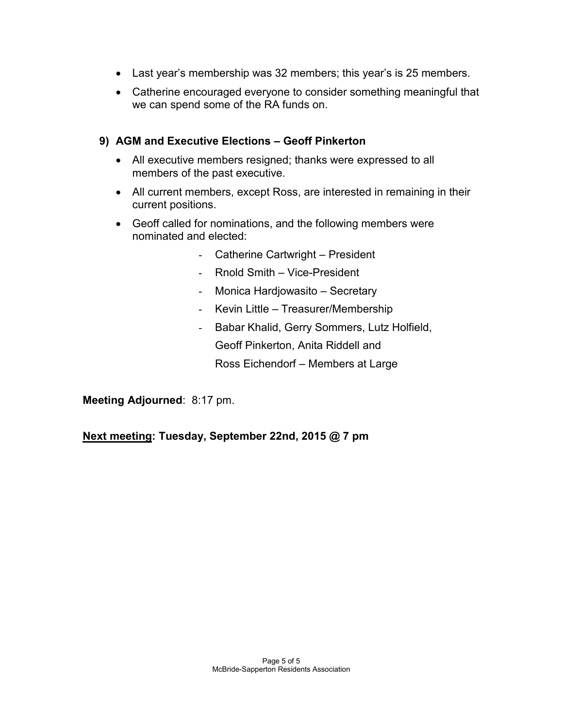- Last year's membership was 32 members; this year's is 25 members.
- Catherine encouraged everyone to consider something meaningful that we can spend some of the RA funds on.

### 9) AGM and Executive Elections – Geoff Pinkerton

- All executive members resigned; thanks were expressed to all members of the past executive.
- All current members, except Ross, are interested in remaining in their current positions.
- Geoff called for nominations, and the following members were nominated and elected:
  - Catherine Cartwright – President
  - Rnold Smith – Vice-President
  - Monica Hardjowasito – Secretary
  - Kevin Little – Treasurer/Membership
  - Babar Khalid, Gerry Sommers, Lutz Holfield, Geoff Pinkerton, Anita Riddell and Ross Eichendorf – Members at Large

**Meeting Adjourned**: 8:17 pm.

**Next meeting: Tuesday, September 22nd, 2015 @ 7 pm**